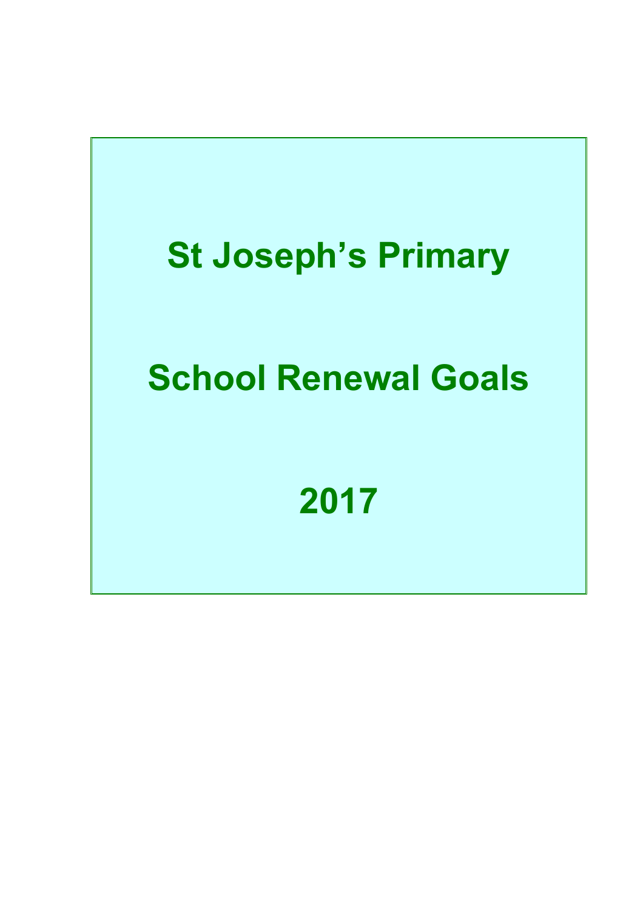# St Joseph's Primary

# School Renewal Goals

# 2017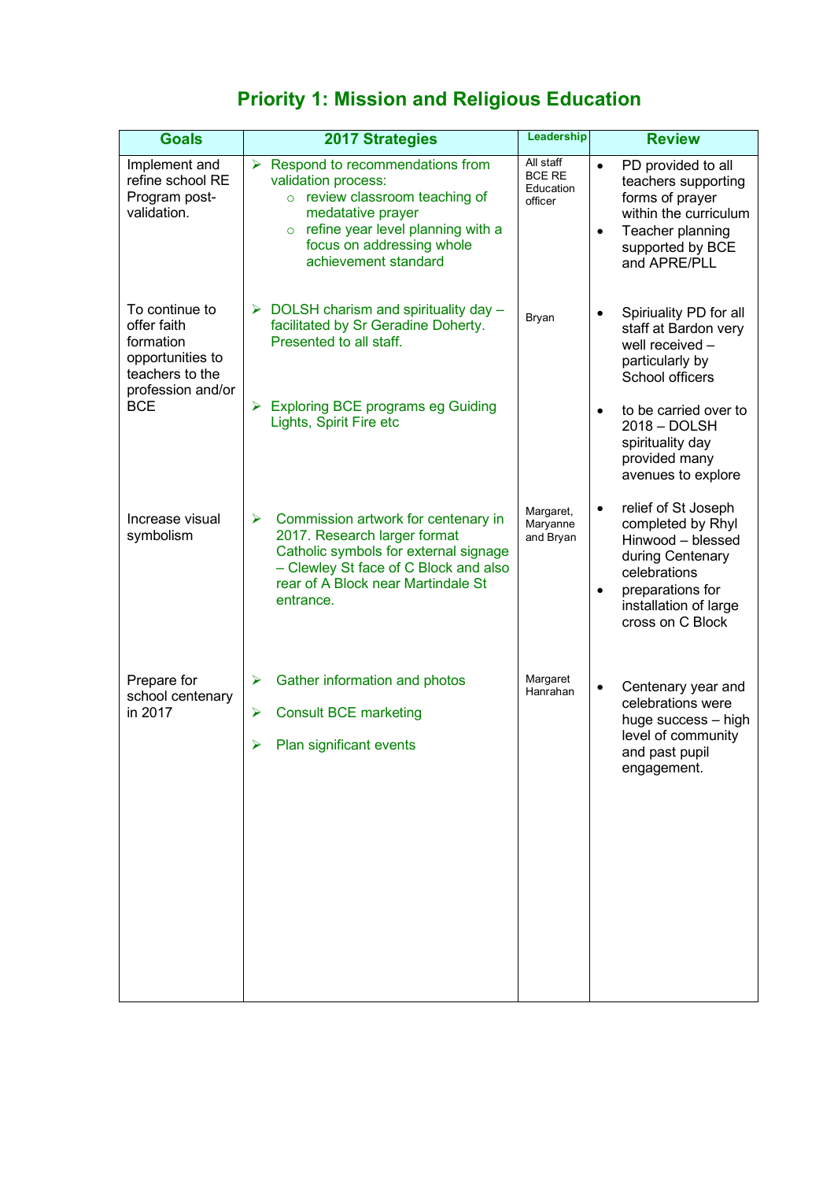## Priority 1: Mission and Religious Education

| Goals | 2017 Strategies | Leadership | Review |
|---|---|---|---|
| Implement and refine school RE Program post-validation. | ➢ Respond to recommendations from validation process:<br>○ review classroom teaching of medatative prayer<br>○ refine year level planning with a focus on addressing whole achievement standard | All staff BCE RE Education officer | • PD provided to all teachers supporting forms of prayer within the curriculum<br>• Teacher planning supported by BCE and APRE/PLL |
| To continue to offer faith formation opportunities to teachers to the profession and/or BCE | ➢ DOLSH charism and spirituality day – facilitated by Sr Geradine Doherty. Presented to all staff.<br><br>➢ Exploring BCE programs eg Guiding Lights, Spirit Fire etc | Bryan | • Spiriuality PD for all staff at Bardon very well received – particularly by School officers<br><br>• to be carried over to 2018 – DOLSH spirituality day provided many avenues to explore |
| Increase visual symbolism | ➢ Commission artwork for centenary in 2017. Research larger format Catholic symbols for external signage – Clewley St face of C Block and also rear of A Block near Martindale St entrance. | Margaret, Maryanne and Bryan | • relief of St Joseph completed by Rhyl Hinwood – blessed during Centenary celebrations<br>• preparations for installation of large cross on C Block |
| Prepare for school centenary in 2017 | ➢ Gather information and photos<br>➢ Consult BCE marketing<br>➢ Plan significant events | Margaret Hanrahan | • Centenary year and celebrations were huge success – high level of community and past pupil engagement. |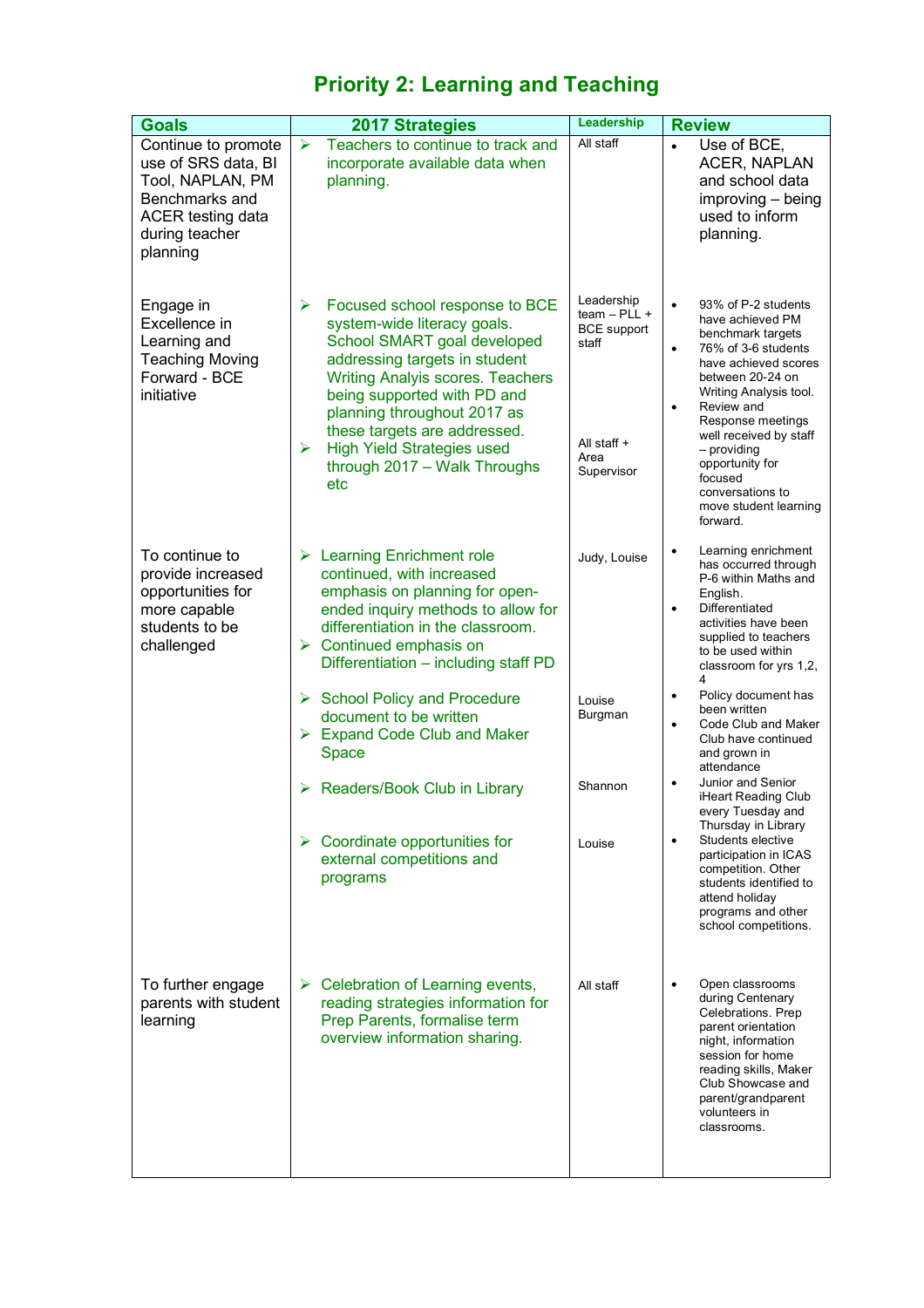# Priority 2: Learning and Teaching

| Goals | 2017 Strategies | Leadership | Review |
|---|---|---|---|
| Continue to promote use of SRS data, BI Tool, NAPLAN, PM Benchmarks and ACER testing data during teacher planning | ➢ Teachers to continue to track and incorporate available data when planning. | All staff | • Use of BCE, ACER, NAPLAN and school data improving – being used to inform planning. |
| Engage in Excellence in Learning and Teaching Moving Forward - BCE initiative | ➢ Focused school response to BCE system-wide literacy goals. School SMART goal developed addressing targets in student Writing Analysis scores. Teachers being supported with PD and planning throughout 2017 as these targets are addressed.<br>➢ High Yield Strategies used through 2017 – Walk Throughs etc | Leadership team – PLL + BCE support staff<br><br>All staff + Area Supervisor | • 93% of P-2 students have achieved PM benchmark targets<br>• 76% of 3-6 students have achieved scores between 20-24 on Writing Analysis tool.<br>• Review and Response meetings well received by staff – providing opportunity for focused conversations to move student learning forward. |
| To continue to provide increased opportunities for more capable students to be challenged | ➢ Learning Enrichment role continued, with increased emphasis on planning for open-ended inquiry methods to allow for differentiation in the classroom.<br>➢ Continued emphasis on Differentiation – including staff PD | Judy, Louise | • Learning enrichment has occurred through P-6 within Maths and English.<br>• Differentiated activities have been supplied to teachers to be used within classroom for yrs 1,2, 4 |
| | ➢ School Policy and Procedure document to be written<br>➢ Expand Code Club and Maker Space | Louise Burgman | • Policy document has been written<br>• Code Club and Maker Club have continued and grown in attendance |
| | ➢ Readers/Book Club in Library | Shannon | • Junior and Senior iHeart Reading Club every Tuesday and Thursday in Library |
| | ➢ Coordinate opportunities for external competitions and programs | Louise | • Students elective participation in ICAS competition. Other students identified to attend holiday programs and other school competitions. |
| To further engage parents with student learning | ➢ Celebration of Learning events, reading strategies information for Prep Parents, formalise term overview information sharing. | All staff | • Open classrooms during Centenary Celebrations. Prep parent orientation night, information session for home reading skills, Maker Club Showcase and parent/grandparent volunteers in classrooms. |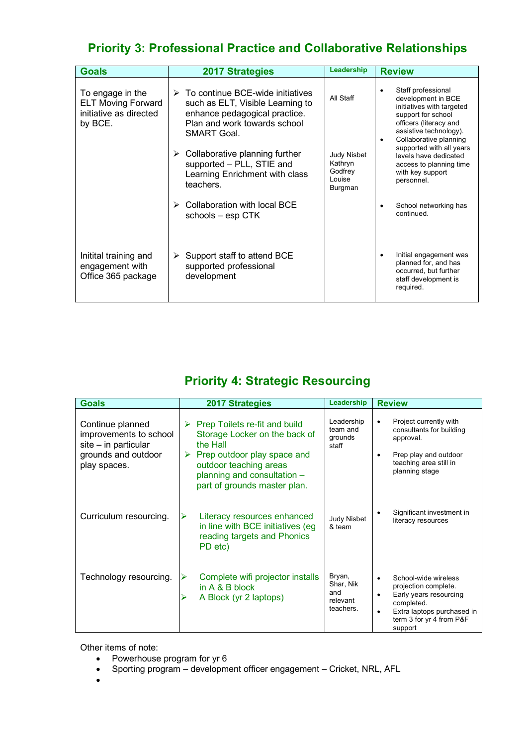## Priority 3: Professional Practice and Collaborative Relationships

| Goals | 2017 Strategies | Leadership | Review |
|---|---|---|---|
| To engage in the ELT Moving Forward initiative as directed by BCE. | ➢ To continue BCE-wide initiatives such as ELT, Visible Learning to enhance pedagogical practice. Plan and work towards school SMART Goal. | All Staff | • Staff professional development in BCE initiatives with targeted support for school officers (literacy and assistive technology). |
| | ➢ Collaborative planning further supported – PLL, STIE and Learning Enrichment with class teachers. | Judy Nisbet Kathryn Godfrey Louise Burgman | • Collaborative planning supported with all years levels have dedicated access to planning time with key support personnel. |
| | ➢ Collaboration with local BCE schools – esp CTK | | • School networking has continued. |
| Initital training and engagement with Office 365 package | ➢ Support staff to attend BCE supported professional development | | • Initial engagement was planned for, and has occurred, but further staff development is required. |

## Priority 4: Strategic Resourcing

| Goals | 2017 Strategies | Leadership | Review |
|---|---|---|---|
| Continue planned improvements to school site – in particular grounds and outdoor play spaces. | ➢ Prep Toilets re-fit and build Storage Locker on the back of the Hall<br>➢ Prep outdoor play space and outdoor teaching areas planning and consultation – part of grounds master plan. | Leadership team and grounds staff | • Project currently with consultants for building approval.<br>• Prep play and outdoor teaching area still in planning stage |
| Curriculum resourcing. | ➢ Literacy resources enhanced in line with BCE initiatives (eg reading targets and Phonics PD etc) | Judy Nisbet & team | • Significant investment in literacy resources |
| Technology resourcing. | ➢ Complete wifi projector installs in A & B block<br>➢ A Block (yr 2 laptops) | Bryan, Shar, Nik and relevant teachers. | • School-wide wireless projection complete.<br>• Early years resourcing completed.<br>• Extra laptops purchased in term 3 for yr 4 from P&F support |

Other items of note:

- Powerhouse program for yr 6
- Sporting program – development officer engagement – Cricket, NRL, AFL
-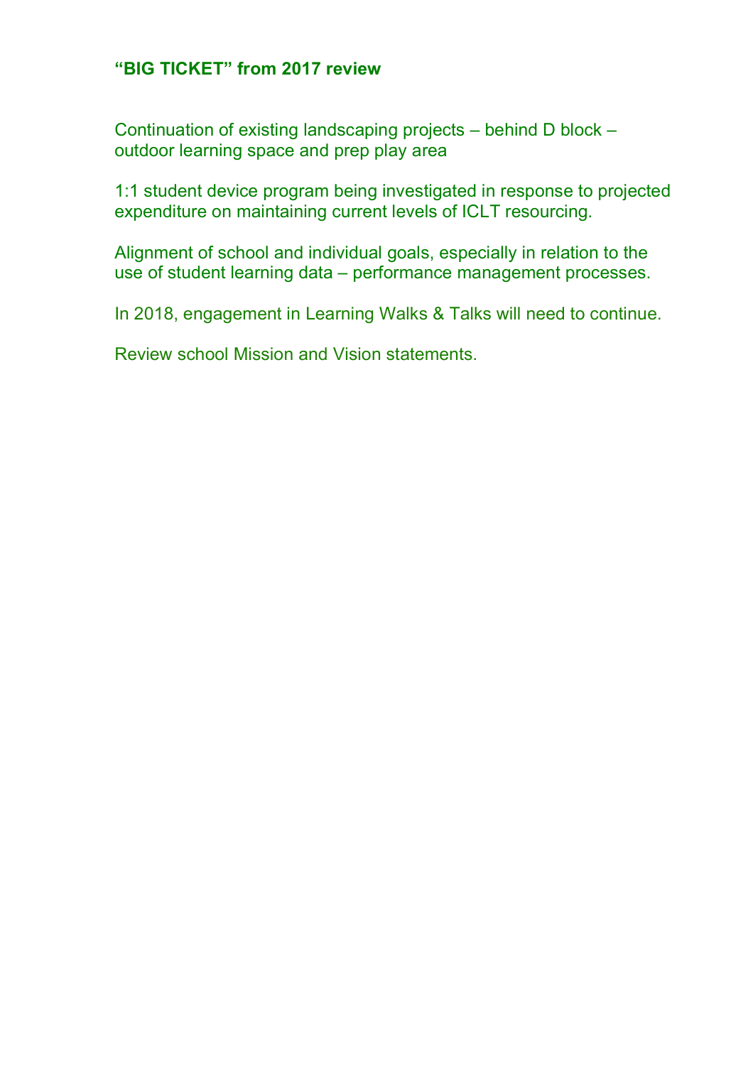**“BIG TICKET” from 2017 review**

Continuation of existing landscaping projects – behind D block – outdoor learning space and prep play area

1:1 student device program being investigated in response to projected expenditure on maintaining current levels of ICLT resourcing.

Alignment of school and individual goals, especially in relation to the use of student learning data – performance management processes.

In 2018, engagement in Learning Walks & Talks will need to continue.

Review school Mission and Vision statements.